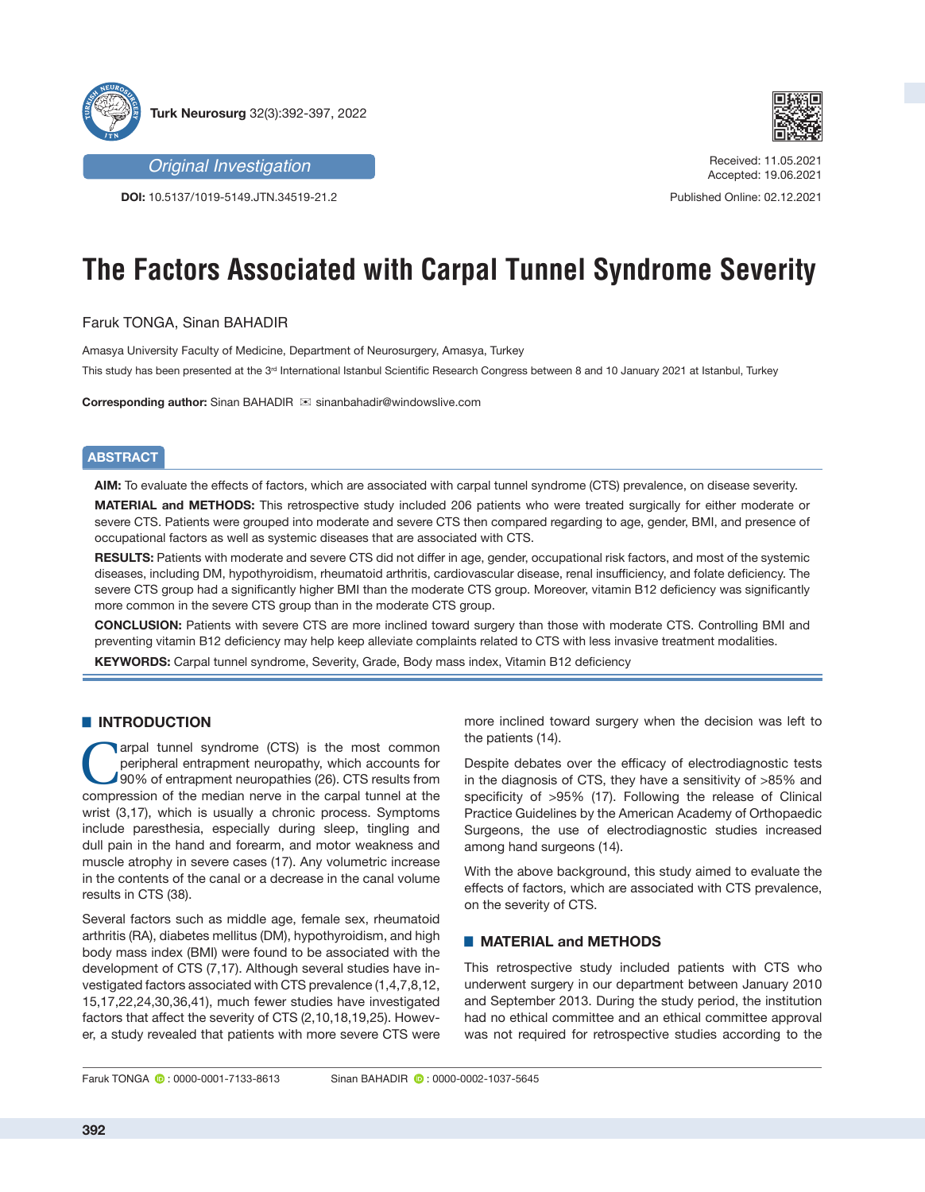Original Investigation

**DOI:** 10.5137/1019-5149.JTN.34519-21.2

Received: 11.05.2021
Accepted: 19.06.2021

Published Online: 02.12.2021

# The Factors Associated with Carpal Tunnel Syndrome Severity

Faruk TONGA, Sinan BAHADIR

Amasya University Faculty of Medicine, Department of Neurosurgery, Amasya, Turkey

This study has been presented at the 3rd International Istanbul Scientific Research Congress between 8 and 10 January 2021 at Istanbul, Turkey

**Corresponding author:** Sinan BAHADIR ✉ sinanbahadir@windowslive.com

## ABSTRACT

**AIM:** To evaluate the effects of factors, which are associated with carpal tunnel syndrome (CTS) prevalence, on disease severity.

**MATERIAL and METHODS:** This retrospective study included 206 patients who were treated surgically for either moderate or severe CTS. Patients were grouped into moderate and severe CTS then compared regarding to age, gender, BMI, and presence of occupational factors as well as systemic diseases that are associated with CTS.

**RESULTS:** Patients with moderate and severe CTS did not differ in age, gender, occupational risk factors, and most of the systemic diseases, including DM, hypothyroidism, rheumatoid arthritis, cardiovascular disease, renal insufficiency, and folate deficiency. The severe CTS group had a significantly higher BMI than the moderate CTS group. Moreover, vitamin B12 deficiency was significantly more common in the severe CTS group than in the moderate CTS group.

**CONCLUSION:** Patients with severe CTS are more inclined toward surgery than those with moderate CTS. Controlling BMI and preventing vitamin B12 deficiency may help keep alleviate complaints related to CTS with less invasive treatment modalities.

**KEYWORDS:** Carpal tunnel syndrome, Severity, Grade, Body mass index, Vitamin B12 deficiency

## INTRODUCTION

Carpal tunnel syndrome (CTS) is the most common peripheral entrapment neuropathy, which accounts for 90% of entrapment neuropathies (26). CTS results from compression of the median nerve in the carpal tunnel at the wrist (3,17), which is usually a chronic process. Symptoms include paresthesia, especially during sleep, tingling and dull pain in the hand and forearm, and motor weakness and muscle atrophy in severe cases (17). Any volumetric increase in the contents of the canal or a decrease in the canal volume results in CTS (38).

Several factors such as middle age, female sex, rheumatoid arthritis (RA), diabetes mellitus (DM), hypothyroidism, and high body mass index (BMI) were found to be associated with the development of CTS (7,17). Although several studies have investigated factors associated with CTS prevalence (1,4,7,8,12, 15,17,22,24,30,36,41), much fewer studies have investigated factors that affect the severity of CTS (2,10,18,19,25). However, a study revealed that patients with more severe CTS were more inclined toward surgery when the decision was left to the patients (14).

Despite debates over the efficacy of electrodiagnostic tests in the diagnosis of CTS, they have a sensitivity of >85% and specificity of >95% (17). Following the release of Clinical Practice Guidelines by the American Academy of Orthopaedic Surgeons, the use of electrodiagnostic studies increased among hand surgeons (14).

With the above background, this study aimed to evaluate the effects of factors, which are associated with CTS prevalence, on the severity of CTS.

## MATERIAL and METHODS

This retrospective study included patients with CTS who underwent surgery in our department between January 2010 and September 2013. During the study period, the institution had no ethical committee and an ethical committee approval was not required for retrospective studies according to the

Faruk TONGA : 0000-0001-7133-8613    Sinan BAHADIR : 0000-0002-1037-5645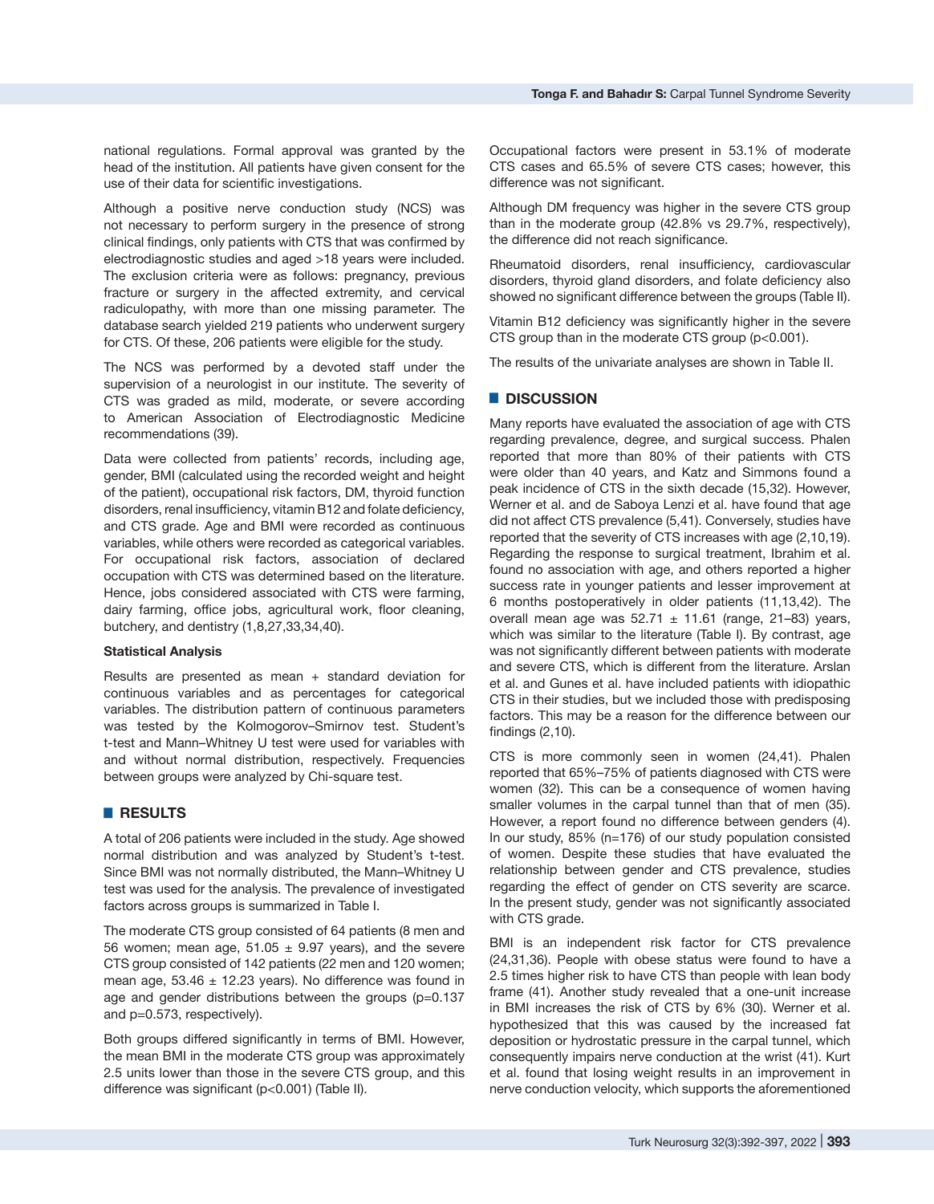national regulations. Formal approval was granted by the head of the institution. All patients have given consent for the use of their data for scientific investigations.

Although a positive nerve conduction study (NCS) was not necessary to perform surgery in the presence of strong clinical findings, only patients with CTS that was confirmed by electrodiagnostic studies and aged >18 years were included. The exclusion criteria were as follows: pregnancy, previous fracture or surgery in the affected extremity, and cervical radiculopathy, with more than one missing parameter. The database search yielded 219 patients who underwent surgery for CTS. Of these, 206 patients were eligible for the study.

The NCS was performed by a devoted staff under the supervision of a neurologist in our institute. The severity of CTS was graded as mild, moderate, or severe according to American Association of Electrodiagnostic Medicine recommendations (39).

Data were collected from patients' records, including age, gender, BMI (calculated using the recorded weight and height of the patient), occupational risk factors, DM, thyroid function disorders, renal insufficiency, vitamin B12 and folate deficiency, and CTS grade. Age and BMI were recorded as continuous variables, while others were recorded as categorical variables. For occupational risk factors, association of declared occupation with CTS was determined based on the literature. Hence, jobs considered associated with CTS were farming, dairy farming, office jobs, agricultural work, floor cleaning, butchery, and dentistry (1,8,27,33,34,40).

### Statistical Analysis

Results are presented as mean + standard deviation for continuous variables and as percentages for categorical variables. The distribution pattern of continuous parameters was tested by the Kolmogorov–Smirnov test. Student's t-test and Mann–Whitney U test were used for variables with and without normal distribution, respectively. Frequencies between groups were analyzed by Chi-square test.

## RESULTS

A total of 206 patients were included in the study. Age showed normal distribution and was analyzed by Student's t-test. Since BMI was not normally distributed, the Mann–Whitney U test was used for the analysis. The prevalence of investigated factors across groups is summarized in Table I.

The moderate CTS group consisted of 64 patients (8 men and 56 women; mean age, 51.05 ± 9.97 years), and the severe CTS group consisted of 142 patients (22 men and 120 women; mean age, 53.46 ± 12.23 years). No difference was found in age and gender distributions between the groups (p=0.137 and p=0.573, respectively).

Both groups differed significantly in terms of BMI. However, the mean BMI in the moderate CTS group was approximately 2.5 units lower than those in the severe CTS group, and this difference was significant (p<0.001) (Table II).

Occupational factors were present in 53.1% of moderate CTS cases and 65.5% of severe CTS cases; however, this difference was not significant.

Although DM frequency was higher in the severe CTS group than in the moderate group (42.8% vs 29.7%, respectively), the difference did not reach significance.

Rheumatoid disorders, renal insufficiency, cardiovascular disorders, thyroid gland disorders, and folate deficiency also showed no significant difference between the groups (Table II).

Vitamin B12 deficiency was significantly higher in the severe CTS group than in the moderate CTS group (p<0.001).

The results of the univariate analyses are shown in Table II.

## DISCUSSION

Many reports have evaluated the association of age with CTS regarding prevalence, degree, and surgical success. Phalen reported that more than 80% of their patients with CTS were older than 40 years, and Katz and Simmons found a peak incidence of CTS in the sixth decade (15,32). However, Werner et al. and de Saboya Lenzi et al. have found that age did not affect CTS prevalence (5,41). Conversely, studies have reported that the severity of CTS increases with age (2,10,19). Regarding the response to surgical treatment, Ibrahim et al. found no association with age, and others reported a higher success rate in younger patients and lesser improvement at 6 months postoperatively in older patients (11,13,42). The overall mean age was 52.71 ± 11.61 (range, 21–83) years, which was similar to the literature (Table I). By contrast, age was not significantly different between patients with moderate and severe CTS, which is different from the literature. Arslan et al. and Gunes et al. have included patients with idiopathic CTS in their studies, but we included those with predisposing factors. This may be a reason for the difference between our findings (2,10).

CTS is more commonly seen in women (24,41). Phalen reported that 65%–75% of patients diagnosed with CTS were women (32). This can be a consequence of women having smaller volumes in the carpal tunnel than that of men (35). However, a report found no difference between genders (4). In our study, 85% (n=176) of our study population consisted of women. Despite these studies that have evaluated the relationship between gender and CTS prevalence, studies regarding the effect of gender on CTS severity are scarce. In the present study, gender was not significantly associated with CTS grade.

BMI is an independent risk factor for CTS prevalence (24,31,36). People with obese status were found to have a 2.5 times higher risk to have CTS than people with lean body frame (41). Another study revealed that a one-unit increase in BMI increases the risk of CTS by 6% (30). Werner et al. hypothesized that this was caused by the increased fat deposition or hydrostatic pressure in the carpal tunnel, which consequently impairs nerve conduction at the wrist (41). Kurt et al. found that losing weight results in an improvement in nerve conduction velocity, which supports the aforementioned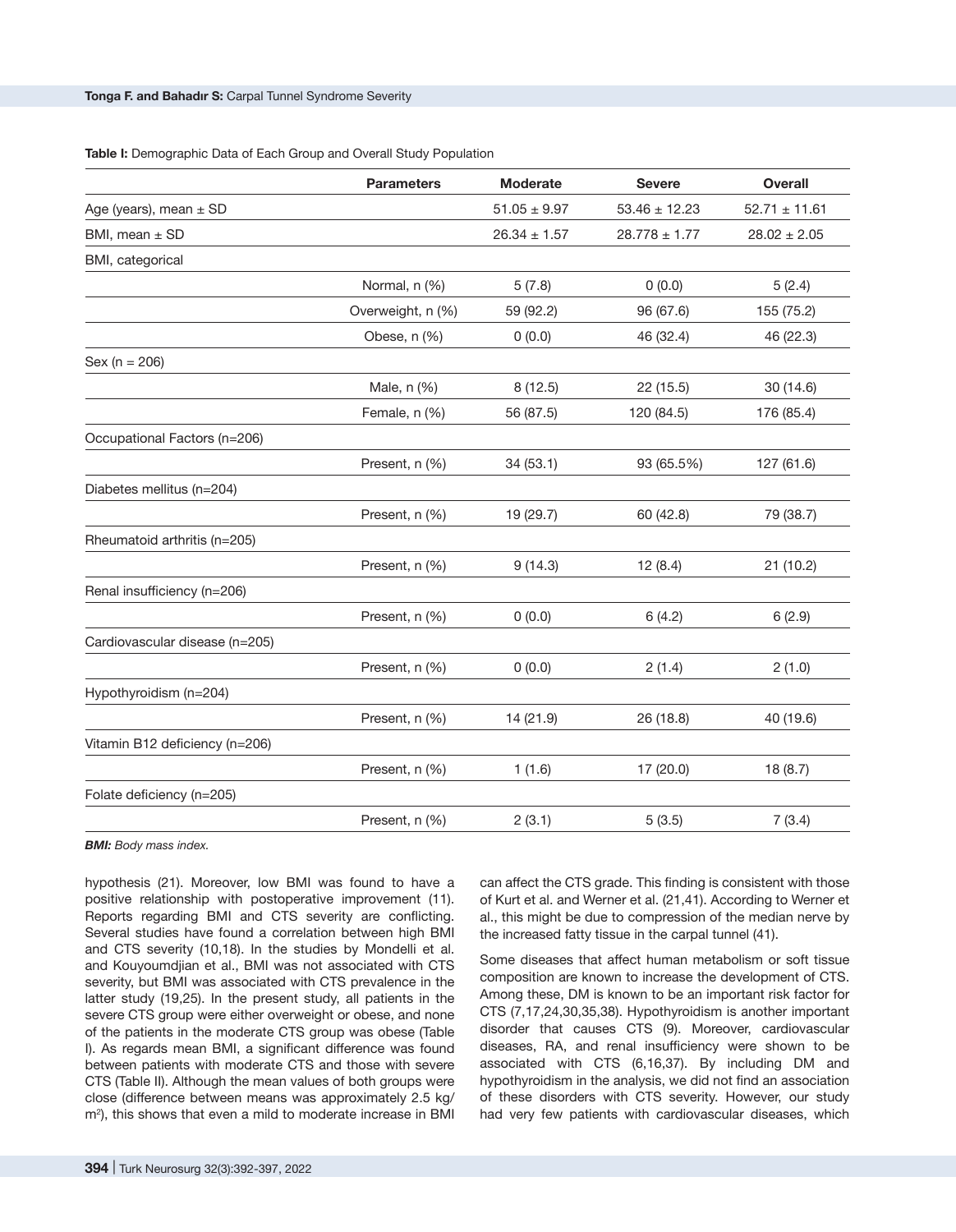**Table I:** Demographic Data of Each Group and Overall Study Population

| | Parameters | Moderate | Severe | Overall |
|---|---|---|---|---|
| Age (years), mean ± SD | | 51.05 ± 9.97 | 53.46 ± 12.23 | 52.71 ± 11.61 |
| BMI, mean ± SD | | 26.34 ± 1.57 | 28.778 ± 1.77 | 28.02 ± 2.05 |
| BMI, categorical | | | | |
| | Normal, n (%) | 5 (7.8) | 0 (0.0) | 5 (2.4) |
| | Overweight, n (%) | 59 (92.2) | 96 (67.6) | 155 (75.2) |
| | Obese, n (%) | 0 (0.0) | 46 (32.4) | 46 (22.3) |
| Sex (n = 206) | | | | |
| | Male, n (%) | 8 (12.5) | 22 (15.5) | 30 (14.6) |
| | Female, n (%) | 56 (87.5) | 120 (84.5) | 176 (85.4) |
| Occupational Factors (n=206) | | | | |
| | Present, n (%) | 34 (53.1) | 93 (65.5%) | 127 (61.6) |
| Diabetes mellitus (n=204) | | | | |
| | Present, n (%) | 19 (29.7) | 60 (42.8) | 79 (38.7) |
| Rheumatoid arthritis (n=205) | | | | |
| | Present, n (%) | 9 (14.3) | 12 (8.4) | 21 (10.2) |
| Renal insufficiency (n=206) | | | | |
| | Present, n (%) | 0 (0.0) | 6 (4.2) | 6 (2.9) |
| Cardiovascular disease (n=205) | | | | |
| | Present, n (%) | 0 (0.0) | 2 (1.4) | 2 (1.0) |
| Hypothyroidism (n=204) | | | | |
| | Present, n (%) | 14 (21.9) | 26 (18.8) | 40 (19.6) |
| Vitamin B12 deficiency (n=206) | | | | |
| | Present, n (%) | 1 (1.6) | 17 (20.0) | 18 (8.7) |
| Folate deficiency (n=205) | | | | |
| | Present, n (%) | 2 (3.1) | 5 (3.5) | 7 (3.4) |

***BMI:** Body mass index.*

hypothesis (21). Moreover, low BMI was found to have a positive relationship with postoperative improvement (11). Reports regarding BMI and CTS severity are conflicting. Several studies have found a correlation between high BMI and CTS severity (10,18). In the studies by Mondelli et al. and Kouyoumdjian et al., BMI was not associated with CTS severity, but BMI was associated with CTS prevalence in the latter study (19,25). In the present study, all patients in the severe CTS group were either overweight or obese, and none of the patients in the moderate CTS group was obese (Table I). As regards mean BMI, a significant difference was found between patients with moderate CTS and those with severe CTS (Table II). Although the mean values of both groups were close (difference between means was approximately 2.5 kg/m$^2$), this shows that even a mild to moderate increase in BMI can affect the CTS grade. This finding is consistent with those of Kurt et al. and Werner et al. (21,41). According to Werner et al., this might be due to compression of the median nerve by the increased fatty tissue in the carpal tunnel (41).

Some diseases that affect human metabolism or soft tissue composition are known to increase the development of CTS. Among these, DM is known to be an important risk factor for CTS (7,17,24,30,35,38). Hypothyroidism is another important disorder that causes CTS (9). Moreover, cardiovascular diseases, RA, and renal insufficiency were shown to be associated with CTS (6,16,37). By including DM and hypothyroidism in the analysis, we did not find an association of these disorders with CTS severity. However, our study had very few patients with cardiovascular diseases, which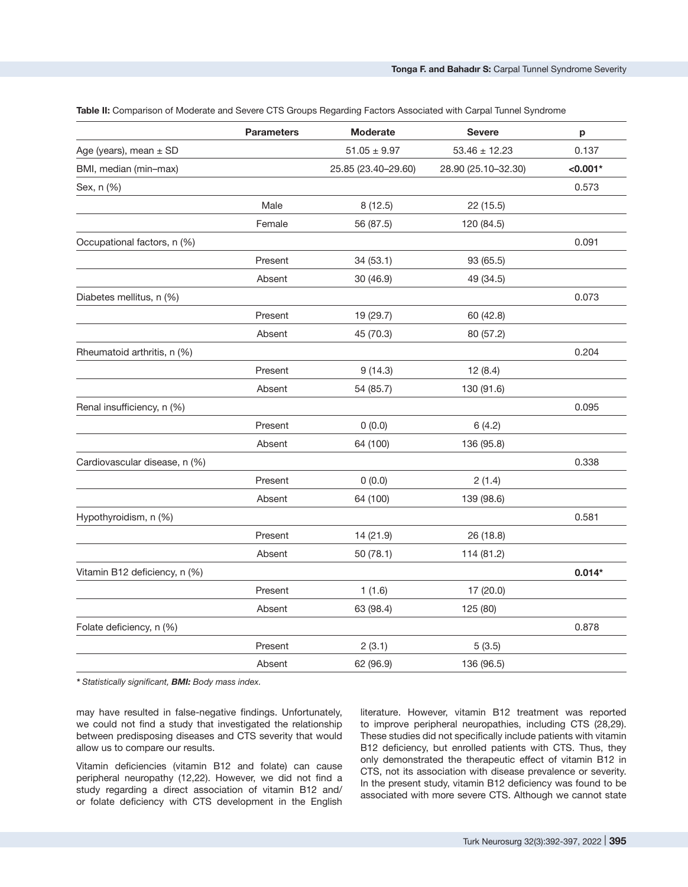**Table II:** Comparison of Moderate and Severe CTS Groups Regarding Factors Associated with Carpal Tunnel Syndrome

| | Parameters | Moderate | Severe | p |
|---|---|---|---|---|
| Age (years), mean ± SD | | 51.05 ± 9.97 | 53.46 ± 12.23 | 0.137 |
| BMI, median (min–max) | | 25.85 (23.40–29.60) | 28.90 (25.10–32.30) | **<0.001*** |
| Sex, n (%) | | | | 0.573 |
| | Male | 8 (12.5) | 22 (15.5) | |
| | Female | 56 (87.5) | 120 (84.5) | |
| Occupational factors, n (%) | | | | 0.091 |
| | Present | 34 (53.1) | 93 (65.5) | |
| | Absent | 30 (46.9) | 49 (34.5) | |
| Diabetes mellitus, n (%) | | | | 0.073 |
| | Present | 19 (29.7) | 60 (42.8) | |
| | Absent | 45 (70.3) | 80 (57.2) | |
| Rheumatoid arthritis, n (%) | | | | 0.204 |
| | Present | 9 (14.3) | 12 (8.4) | |
| | Absent | 54 (85.7) | 130 (91.6) | |
| Renal insufficiency, n (%) | | | | 0.095 |
| | Present | 0 (0.0) | 6 (4.2) | |
| | Absent | 64 (100) | 136 (95.8) | |
| Cardiovascular disease, n (%) | | | | 0.338 |
| | Present | 0 (0.0) | 2 (1.4) | |
| | Absent | 64 (100) | 139 (98.6) | |
| Hypothyroidism, n (%) | | | | 0.581 |
| | Present | 14 (21.9) | 26 (18.8) | |
| | Absent | 50 (78.1) | 114 (81.2) | |
| Vitamin B12 deficiency, n (%) | | | | **0.014*** |
| | Present | 1 (1.6) | 17 (20.0) | |
| | Absent | 63 (98.4) | 125 (80) | |
| Folate deficiency, n (%) | | | | 0.878 |
| | Present | 2 (3.1) | 5 (3.5) | |
| | Absent | 62 (96.9) | 136 (96.5) | |

*\* Statistically significant, **BMI:** Body mass index.*

may have resulted in false-negative findings. Unfortunately, we could not find a study that investigated the relationship between predisposing diseases and CTS severity that would allow us to compare our results.

Vitamin deficiencies (vitamin B12 and folate) can cause peripheral neuropathy (12,22). However, we did not find a study regarding a direct association of vitamin B12 and/or folate deficiency with CTS development in the English literature. However, vitamin B12 treatment was reported to improve peripheral neuropathies, including CTS (28,29). These studies did not specifically include patients with vitamin B12 deficiency, but enrolled patients with CTS. Thus, they only demonstrated the therapeutic effect of vitamin B12 in CTS, not its association with disease prevalence or severity. In the present study, vitamin B12 deficiency was found to be associated with more severe CTS. Although we cannot state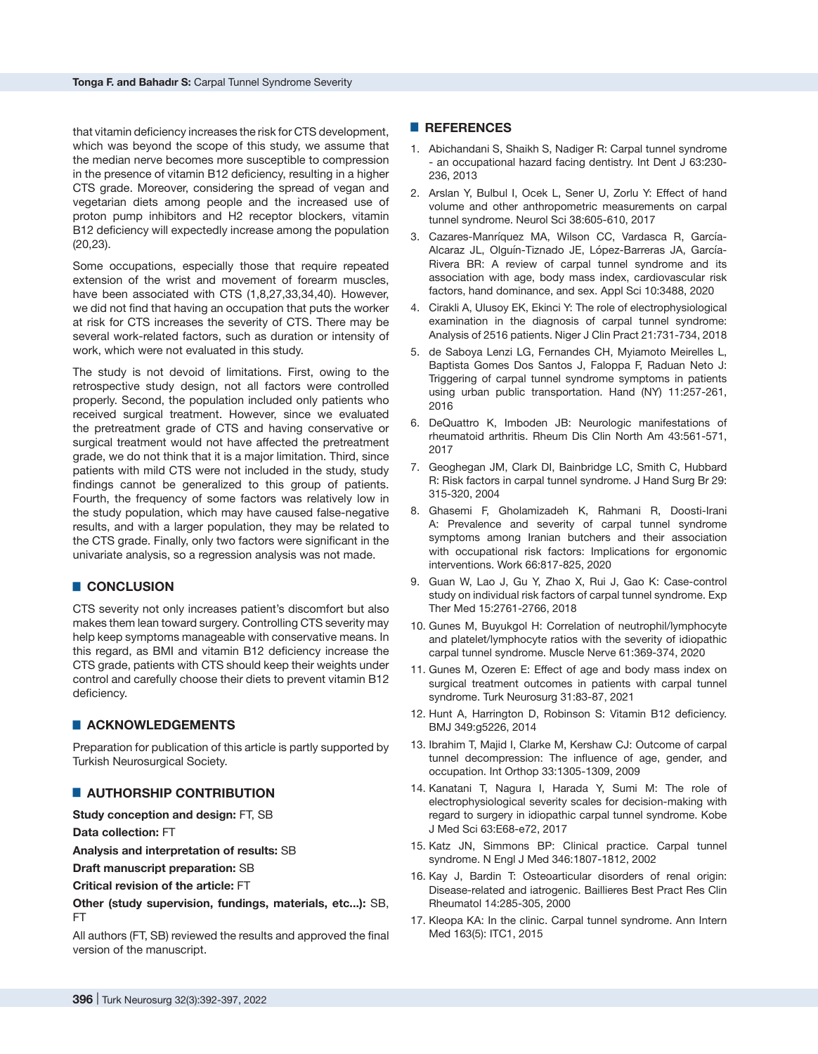that vitamin deficiency increases the risk for CTS development, which was beyond the scope of this study, we assume that the median nerve becomes more susceptible to compression in the presence of vitamin B12 deficiency, resulting in a higher CTS grade. Moreover, considering the spread of vegan and vegetarian diets among people and the increased use of proton pump inhibitors and H2 receptor blockers, vitamin B12 deficiency will expectedly increase among the population (20,23).

Some occupations, especially those that require repeated extension of the wrist and movement of forearm muscles, have been associated with CTS (1,8,27,33,34,40). However, we did not find that having an occupation that puts the worker at risk for CTS increases the severity of CTS. There may be several work-related factors, such as duration or intensity of work, which were not evaluated in this study.

The study is not devoid of limitations. First, owing to the retrospective study design, not all factors were controlled properly. Second, the population included only patients who received surgical treatment. However, since we evaluated the pretreatment grade of CTS and having conservative or surgical treatment would not have affected the pretreatment grade, we do not think that it is a major limitation. Third, since patients with mild CTS were not included in the study, study findings cannot be generalized to this group of patients. Fourth, the frequency of some factors was relatively low in the study population, which may have caused false-negative results, and with a larger population, they may be related to the CTS grade. Finally, only two factors were significant in the univariate analysis, so a regression analysis was not made.

## CONCLUSION

CTS severity not only increases patient's discomfort but also makes them lean toward surgery. Controlling CTS severity may help keep symptoms manageable with conservative means. In this regard, as BMI and vitamin B12 deficiency increase the CTS grade, patients with CTS should keep their weights under control and carefully choose their diets to prevent vitamin B12 deficiency.

## ACKNOWLEDGEMENTS

Preparation for publication of this article is partly supported by Turkish Neurosurgical Society.

## AUTHORSHIP CONTRIBUTION

**Study conception and design:** FT, SB

**Data collection:** FT

**Analysis and interpretation of results:** SB

**Draft manuscript preparation:** SB

**Critical revision of the article:** FT

**Other (study supervision, fundings, materials, etc...):** SB, FT

All authors (FT, SB) reviewed the results and approved the final version of the manuscript.

## REFERENCES

1. Abichandani S, Shaikh S, Nadiger R: Carpal tunnel syndrome - an occupational hazard facing dentistry. Int Dent J 63:230-236, 2013
2. Arslan Y, Bulbul I, Ocek L, Sener U, Zorlu Y: Effect of hand volume and other anthropometric measurements on carpal tunnel syndrome. Neurol Sci 38:605-610, 2017
3. Cazares-Manríquez MA, Wilson CC, Vardasca R, García-Alcaraz JL, Olguín-Tiznado JE, López-Barreras JA, García-Rivera BR: A review of carpal tunnel syndrome and its association with age, body mass index, cardiovascular risk factors, hand dominance, and sex. Appl Sci 10:3488, 2020
4. Cirakli A, Ulusoy EK, Ekinci Y: The role of electrophysiological examination in the diagnosis of carpal tunnel syndrome: Analysis of 2516 patients. Niger J Clin Pract 21:731-734, 2018
5. de Saboya Lenzi LG, Fernandes CH, Myiamoto Meirelles L, Baptista Gomes Dos Santos J, Faloppa F, Raduan Neto J: Triggering of carpal tunnel syndrome symptoms in patients using urban public transportation. Hand (NY) 11:257-261, 2016
6. DeQuattro K, Imboden JB: Neurologic manifestations of rheumatoid arthritis. Rheum Dis Clin North Am 43:561-571, 2017
7. Geoghegan JM, Clark DI, Bainbridge LC, Smith C, Hubbard R: Risk factors in carpal tunnel syndrome. J Hand Surg Br 29: 315-320, 2004
8. Ghasemi F, Gholamizadeh K, Rahmani R, Doosti-Irani A: Prevalence and severity of carpal tunnel syndrome symptoms among Iranian butchers and their association with occupational risk factors: Implications for ergonomic interventions. Work 66:817-825, 2020
9. Guan W, Lao J, Gu Y, Zhao X, Rui J, Gao K: Case-control study on individual risk factors of carpal tunnel syndrome. Exp Ther Med 15:2761-2766, 2018
10. Gunes M, Buyukgol H: Correlation of neutrophil/lymphocyte and platelet/lymphocyte ratios with the severity of idiopathic carpal tunnel syndrome. Muscle Nerve 61:369-374, 2020
11. Gunes M, Ozeren E: Effect of age and body mass index on surgical treatment outcomes in patients with carpal tunnel syndrome. Turk Neurosurg 31:83-87, 2021
12. Hunt A, Harrington D, Robinson S: Vitamin B12 deficiency. BMJ 349:g5226, 2014
13. Ibrahim T, Majid I, Clarke M, Kershaw CJ: Outcome of carpal tunnel decompression: The influence of age, gender, and occupation. Int Orthop 33:1305-1309, 2009
14. Kanatani T, Nagura I, Harada Y, Sumi M: The role of electrophysiological severity scales for decision-making with regard to surgery in idiopathic carpal tunnel syndrome. Kobe J Med Sci 63:E68-e72, 2017
15. Katz JN, Simmons BP: Clinical practice. Carpal tunnel syndrome. N Engl J Med 346:1807-1812, 2002
16. Kay J, Bardin T: Osteoarticular disorders of renal origin: Disease-related and iatrogenic. Baillieres Best Pract Res Clin Rheumatol 14:285-305, 2000
17. Kleopa KA: In the clinic. Carpal tunnel syndrome. Ann Intern Med 163(5): ITC1, 2015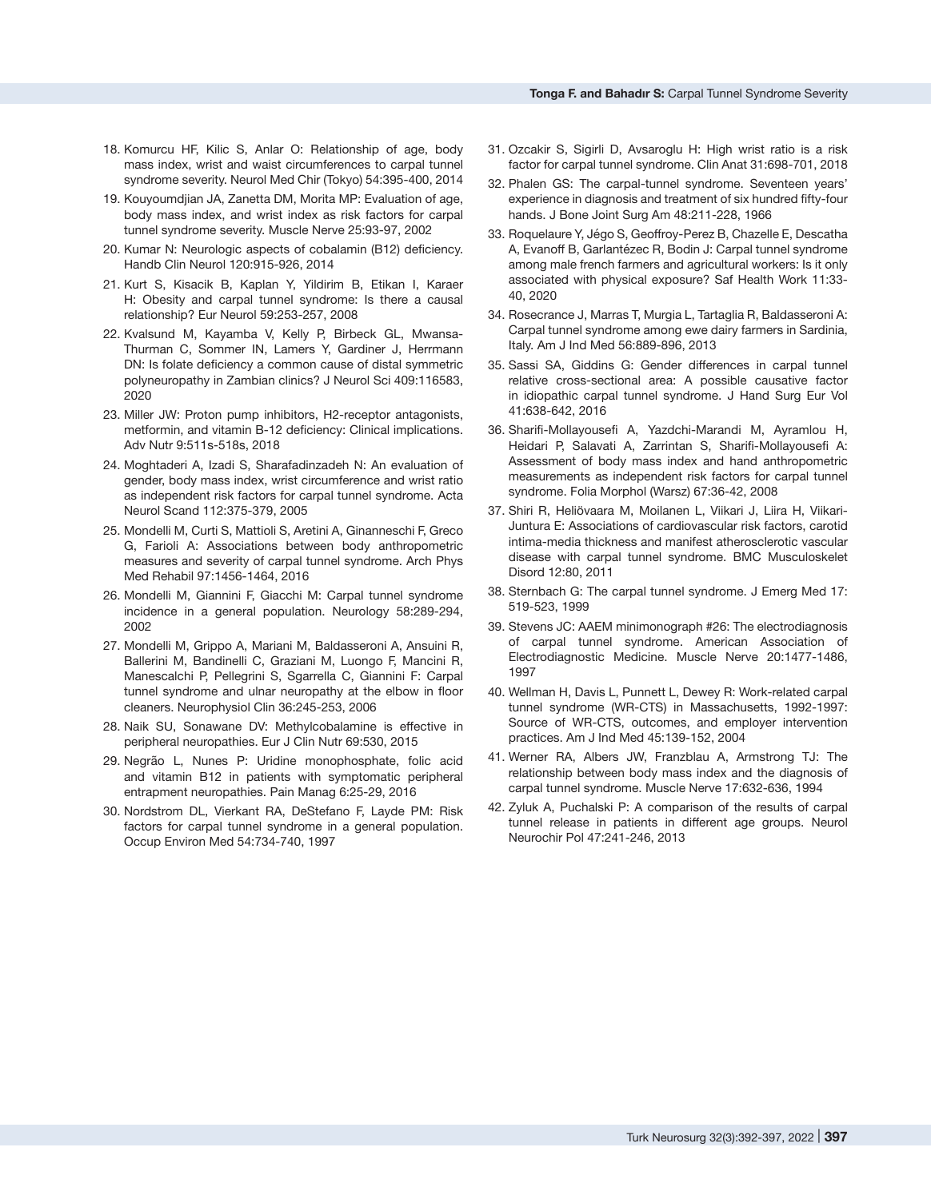18. Komurcu HF, Kilic S, Anlar O: Relationship of age, body mass index, wrist and waist circumferences to carpal tunnel syndrome severity. Neurol Med Chir (Tokyo) 54:395-400, 2014
19. Kouyoumdjian JA, Zanetta DM, Morita MP: Evaluation of age, body mass index, and wrist index as risk factors for carpal tunnel syndrome severity. Muscle Nerve 25:93-97, 2002
20. Kumar N: Neurologic aspects of cobalamin (B12) deficiency. Handb Clin Neurol 120:915-926, 2014
21. Kurt S, Kisacik B, Kaplan Y, Yildirim B, Etikan I, Karaer H: Obesity and carpal tunnel syndrome: Is there a causal relationship? Eur Neurol 59:253-257, 2008
22. Kvalsund M, Kayamba V, Kelly P, Birbeck GL, Mwansa-Thurman C, Sommer IN, Lamers Y, Gardiner J, Herrmann DN: Is folate deficiency a common cause of distal symmetric polyneuropathy in Zambian clinics? J Neurol Sci 409:116583, 2020
23. Miller JW: Proton pump inhibitors, H2-receptor antagonists, metformin, and vitamin B-12 deficiency: Clinical implications. Adv Nutr 9:511s-518s, 2018
24. Moghtaderi A, Izadi S, Sharafadinzadeh N: An evaluation of gender, body mass index, wrist circumference and wrist ratio as independent risk factors for carpal tunnel syndrome. Acta Neurol Scand 112:375-379, 2005
25. Mondelli M, Curti S, Mattioli S, Aretini A, Ginanneschi F, Greco G, Farioli A: Associations between body anthropometric measures and severity of carpal tunnel syndrome. Arch Phys Med Rehabil 97:1456-1464, 2016
26. Mondelli M, Giannini F, Giacchi M: Carpal tunnel syndrome incidence in a general population. Neurology 58:289-294, 2002
27. Mondelli M, Grippo A, Mariani M, Baldasseroni A, Ansuini R, Ballerini M, Bandinelli C, Graziani M, Luongo F, Mancini R, Manescalchi P, Pellegrini S, Sgarrella C, Giannini F: Carpal tunnel syndrome and ulnar neuropathy at the elbow in floor cleaners. Neurophysiol Clin 36:245-253, 2006
28. Naik SU, Sonawane DV: Methylcobalamine is effective in peripheral neuropathies. Eur J Clin Nutr 69:530, 2015
29. Negrão L, Nunes P: Uridine monophosphate, folic acid and vitamin B12 in patients with symptomatic peripheral entrapment neuropathies. Pain Manag 6:25-29, 2016
30. Nordstrom DL, Vierkant RA, DeStefano F, Layde PM: Risk factors for carpal tunnel syndrome in a general population. Occup Environ Med 54:734-740, 1997
31. Ozcakir S, Sigirli D, Avsaroglu H: High wrist ratio is a risk factor for carpal tunnel syndrome. Clin Anat 31:698-701, 2018
32. Phalen GS: The carpal-tunnel syndrome. Seventeen years' experience in diagnosis and treatment of six hundred fifty-four hands. J Bone Joint Surg Am 48:211-228, 1966
33. Roquelaure Y, Jégo S, Geoffroy-Perez B, Chazelle E, Descatha A, Evanoff B, Garlantézec R, Bodin J: Carpal tunnel syndrome among male french farmers and agricultural workers: Is it only associated with physical exposure? Saf Health Work 11:33-40, 2020
34. Rosecrance J, Marras T, Murgia L, Tartaglia R, Baldasseroni A: Carpal tunnel syndrome among ewe dairy farmers in Sardinia, Italy. Am J Ind Med 56:889-896, 2013
35. Sassi SA, Giddins G: Gender differences in carpal tunnel relative cross-sectional area: A possible causative factor in idiopathic carpal tunnel syndrome. J Hand Surg Eur Vol 41:638-642, 2016
36. Sharifi-Mollayousefi A, Yazdchi-Marandi M, Ayramlou H, Heidari P, Salavati A, Zarrintan S, Sharifi-Mollayousefi A: Assessment of body mass index and hand anthropometric measurements as independent risk factors for carpal tunnel syndrome. Folia Morphol (Warsz) 67:36-42, 2008
37. Shiri R, Heliövaara M, Moilanen L, Viikari J, Liira H, Viikari-Juntura E: Associations of cardiovascular risk factors, carotid intima-media thickness and manifest atherosclerotic vascular disease with carpal tunnel syndrome. BMC Musculoskelet Disord 12:80, 2011
38. Sternbach G: The carpal tunnel syndrome. J Emerg Med 17: 519-523, 1999
39. Stevens JC: AAEM minimonograph #26: The electrodiagnosis of carpal tunnel syndrome. American Association of Electrodiagnostic Medicine. Muscle Nerve 20:1477-1486, 1997
40. Wellman H, Davis L, Punnett L, Dewey R: Work-related carpal tunnel syndrome (WR-CTS) in Massachusetts, 1992-1997: Source of WR-CTS, outcomes, and employer intervention practices. Am J Ind Med 45:139-152, 2004
41. Werner RA, Albers JW, Franzblau A, Armstrong TJ: The relationship between body mass index and the diagnosis of carpal tunnel syndrome. Muscle Nerve 17:632-636, 1994
42. Zyluk A, Puchalski P: A comparison of the results of carpal tunnel release in patients in different age groups. Neurol Neurochir Pol 47:241-246, 2013